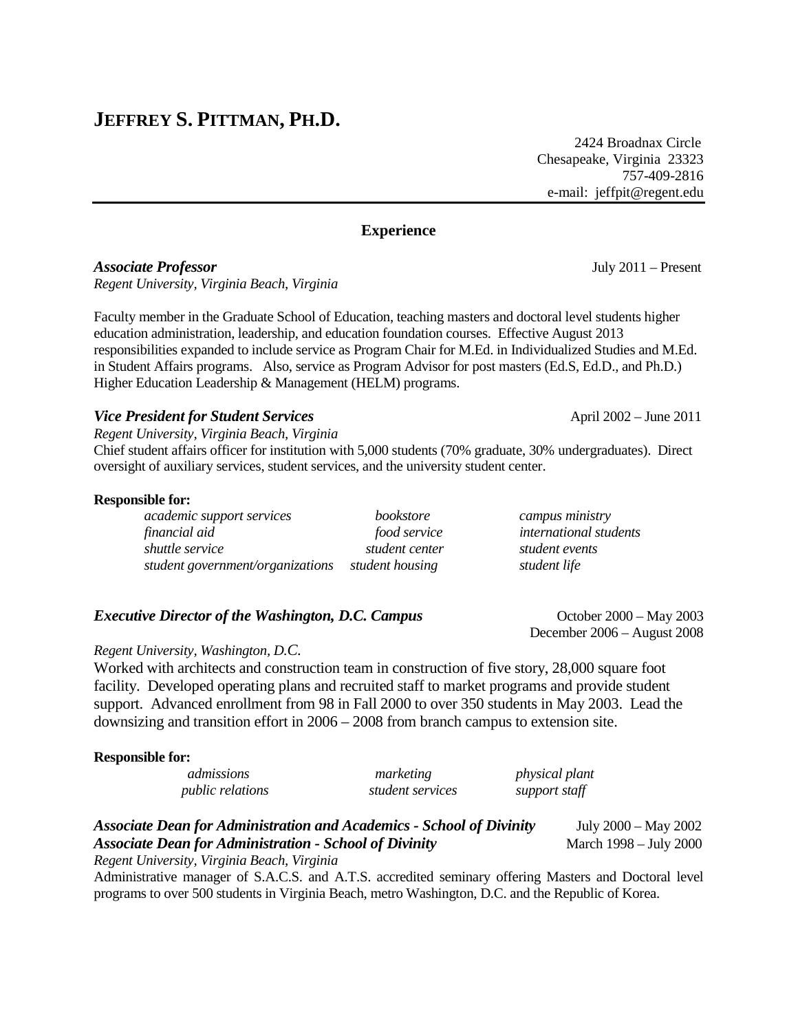# JEFFREY S. PITTMAN, PH.D.

2424 Broadnax Circle
Chesapeake, Virginia 23323
757-409-2816
e-mail: jeffpit@regent.edu

---

## Experience

***Associate Professor*** July 2011 – Present
*Regent University, Virginia Beach, Virginia*

Faculty member in the Graduate School of Education, teaching masters and doctoral level students higher education administration, leadership, and education foundation courses. Effective August 2013 responsibilities expanded to include service as Program Chair for M.Ed. in Individualized Studies and M.Ed. in Student Affairs programs. Also, service as Program Advisor for post masters (Ed.S, Ed.D., and Ph.D.) Higher Education Leadership & Management (HELM) programs.

***Vice President for Student Services*** April 2002 – June 2011
*Regent University, Virginia Beach, Virginia*
Chief student affairs officer for institution with 5,000 students (70% graduate, 30% undergraduates). Direct oversight of auxiliary services, student services, and the university student center.

**Responsible for:**

| | | |
|---|---|---|
| *academic support services* | *bookstore* | *campus ministry* |
| *financial aid* | *food service* | *international students* |
| *shuttle service* | *student center* | *student events* |
| *student government/organizations* | *student housing* | *student life* |

***Executive Director of the Washington, D.C. Campus*** October 2000 – May 2003
December 2006 – August 2008
*Regent University, Washington, D.C.*
Worked with architects and construction team in construction of five story, 28,000 square foot facility. Developed operating plans and recruited staff to market programs and provide student support. Advanced enrollment from 98 in Fall 2000 to over 350 students in May 2003. Lead the downsizing and transition effort in 2006 – 2008 from branch campus to extension site.

**Responsible for:**

| | | |
|---|---|---|
| *admissions* | *marketing* | *physical plant* |
| *public relations* | *student services* | *support staff* |

***Associate Dean for Administration and Academics - School of Divinity*** July 2000 – May 2002
***Associate Dean for Administration - School of Divinity*** March 1998 – July 2000
*Regent University, Virginia Beach, Virginia*
Administrative manager of S.A.C.S. and A.T.S. accredited seminary offering Masters and Doctoral level programs to over 500 students in Virginia Beach, metro Washington, D.C. and the Republic of Korea.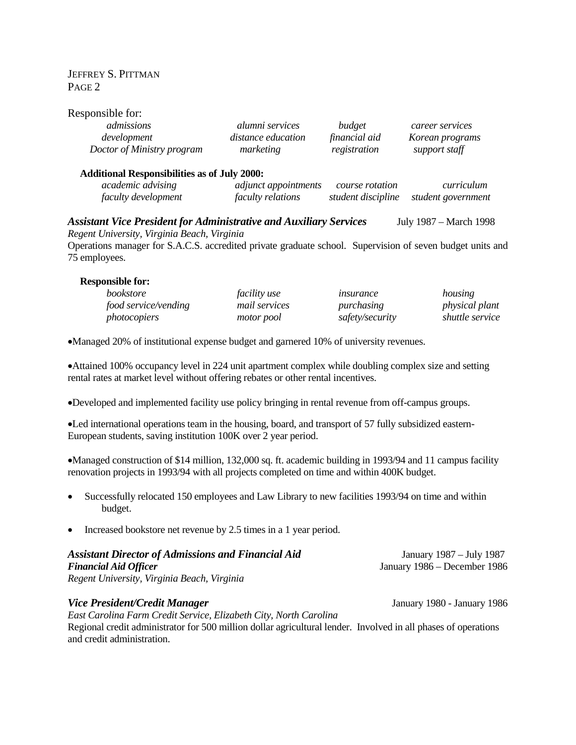Responsible for:

| | | | |
|---|---|---|---|
| *admissions* | *alumni services* | *budget* | *career services* |
| *development* | *distance education* | *financial aid* | *Korean programs* |
| *Doctor of Ministry program* | *marketing* | *registration* | *support staff* |

**Additional Responsibilities as of July 2000:**

| | | | |
|---|---|---|---|
| *academic advising* | *adjunct appointments* | *course rotation* | *curriculum* |
| *faculty development* | *faculty relations* | *student discipline* | *student government* |

***Assistant Vice President for Administrative and Auxiliary Services*** July 1987 – March 1998
*Regent University, Virginia Beach, Virginia*
Operations manager for S.A.C.S. accredited private graduate school. Supervision of seven budget units and 75 employees.

**Responsible for:**

| | | | |
|---|---|---|---|
| *bookstore* | *facility use* | *insurance* | *housing* |
| *food service/vending* | *mail services* | *purchasing* | *physical plant* |
| *photocopiers* | *motor pool* | *safety/security* | *shuttle service* |

- Managed 20% of institutional expense budget and garnered 10% of university revenues.
- Attained 100% occupancy level in 224 unit apartment complex while doubling complex size and setting rental rates at market level without offering rebates or other rental incentives.
- Developed and implemented facility use policy bringing in rental revenue from off-campus groups.
- Led international operations team in the housing, board, and transport of 57 fully subsidized eastern-European students, saving institution 100K over 2 year period.
- Managed construction of $14 million, 132,000 sq. ft. academic building in 1993/94 and 11 campus facility renovation projects in 1993/94 with all projects completed on time and within 400K budget.
- Successfully relocated 150 employees and Law Library to new facilities 1993/94 on time and within budget.
- Increased bookstore net revenue by 2.5 times in a 1 year period.

***Assistant Director of Admissions and Financial Aid*** January 1987 – July 1987
***Financial Aid Officer*** January 1986 – December 1986
*Regent University, Virginia Beach, Virginia*

***Vice President/Credit Manager*** January 1980 - January 1986
*East Carolina Farm Credit Service, Elizabeth City, North Carolina*
Regional credit administrator for 500 million dollar agricultural lender. Involved in all phases of operations and credit administration.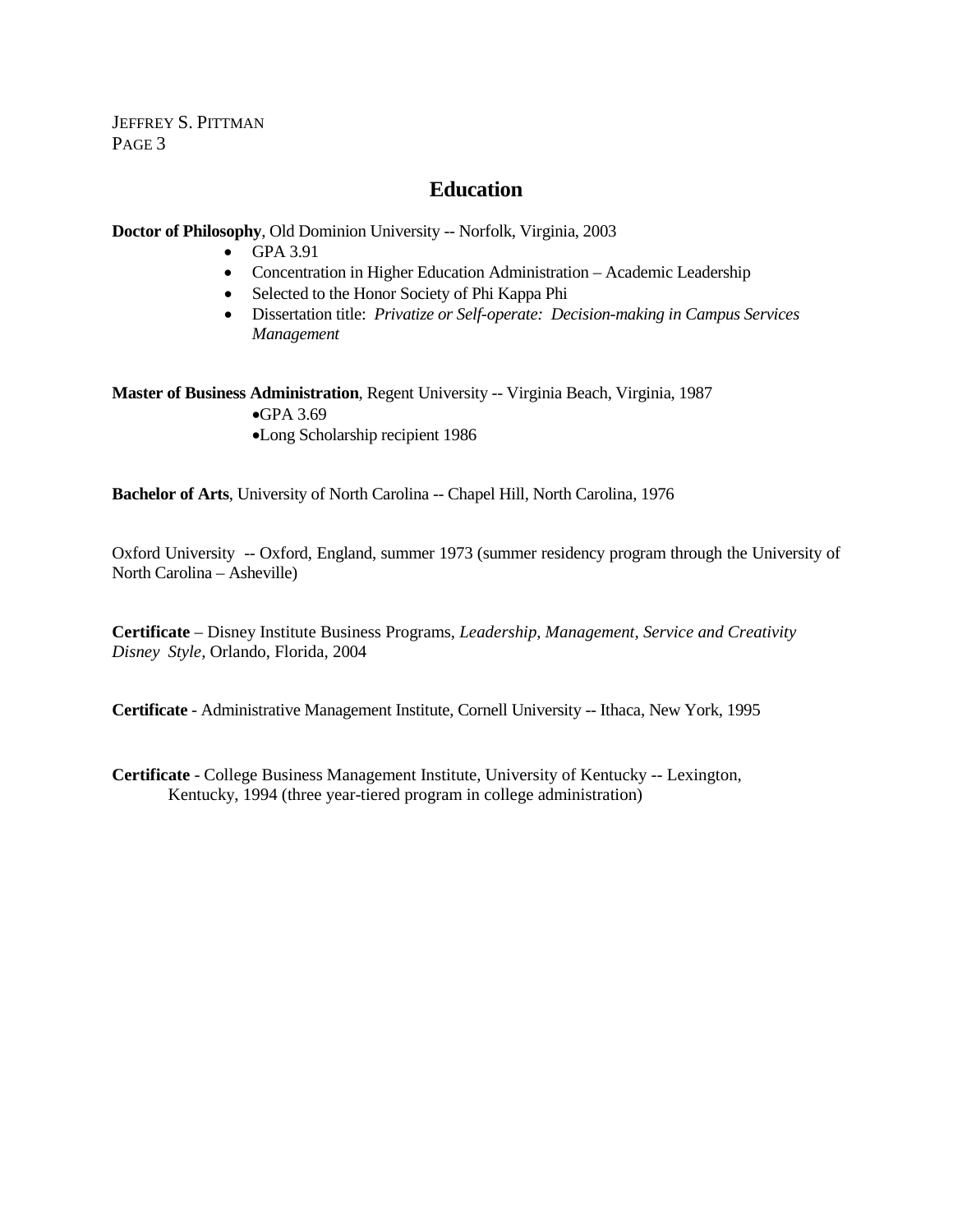## Education

**Doctor of Philosophy**, Old Dominion University -- Norfolk, Virginia, 2003

- GPA 3.91
- Concentration in Higher Education Administration – Academic Leadership
- Selected to the Honor Society of Phi Kappa Phi
- Dissertation title: *Privatize or Self-operate: Decision-making in Campus Services Management*

**Master of Business Administration**, Regent University -- Virginia Beach, Virginia, 1987

- GPA 3.69
- Long Scholarship recipient 1986

**Bachelor of Arts**, University of North Carolina -- Chapel Hill, North Carolina, 1976

Oxford University -- Oxford, England, summer 1973 (summer residency program through the University of North Carolina – Asheville)

**Certificate** – Disney Institute Business Programs, *Leadership, Management, Service and Creativity Disney Style,* Orlando, Florida, 2004

**Certificate** - Administrative Management Institute, Cornell University -- Ithaca, New York, 1995

**Certificate** - College Business Management Institute, University of Kentucky -- Lexington, Kentucky, 1994 (three year-tiered program in college administration)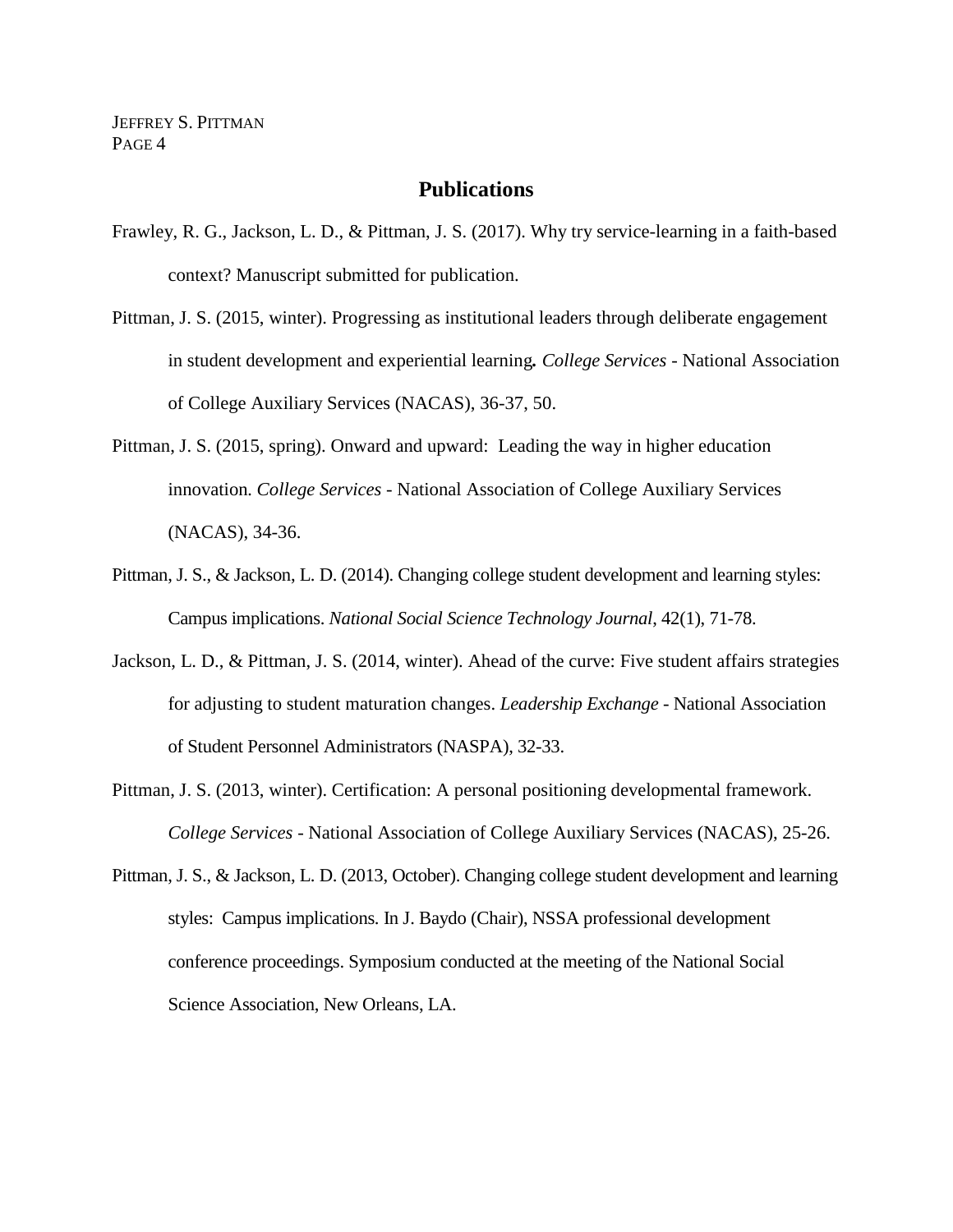## Publications

Frawley, R. G., Jackson, L. D., & Pittman, J. S. (2017). Why try service-learning in a faith-based context? Manuscript submitted for publication.

Pittman, J. S. (2015, winter). Progressing as institutional leaders through deliberate engagement in student development and experiential learning**.** *College Services* - National Association of College Auxiliary Services (NACAS), 36-37, 50.

Pittman, J. S. (2015, spring). Onward and upward: Leading the way in higher education innovation. *College Services* - National Association of College Auxiliary Services (NACAS), 34-36.

Pittman, J. S., & Jackson, L. D. (2014). Changing college student development and learning styles: Campus implications. *National Social Science Technology Journal*, 42(1), 71-78.

Jackson, L. D., & Pittman, J. S. (2014, winter). Ahead of the curve: Five student affairs strategies for adjusting to student maturation changes. *Leadership Exchange* - National Association of Student Personnel Administrators (NASPA), 32-33.

Pittman, J. S. (2013, winter). Certification: A personal positioning developmental framework. *College Services* - National Association of College Auxiliary Services (NACAS), 25-26.

Pittman, J. S., & Jackson, L. D. (2013, October). Changing college student development and learning styles: Campus implications. In J. Baydo (Chair), NSSA professional development conference proceedings. Symposium conducted at the meeting of the National Social Science Association, New Orleans, LA.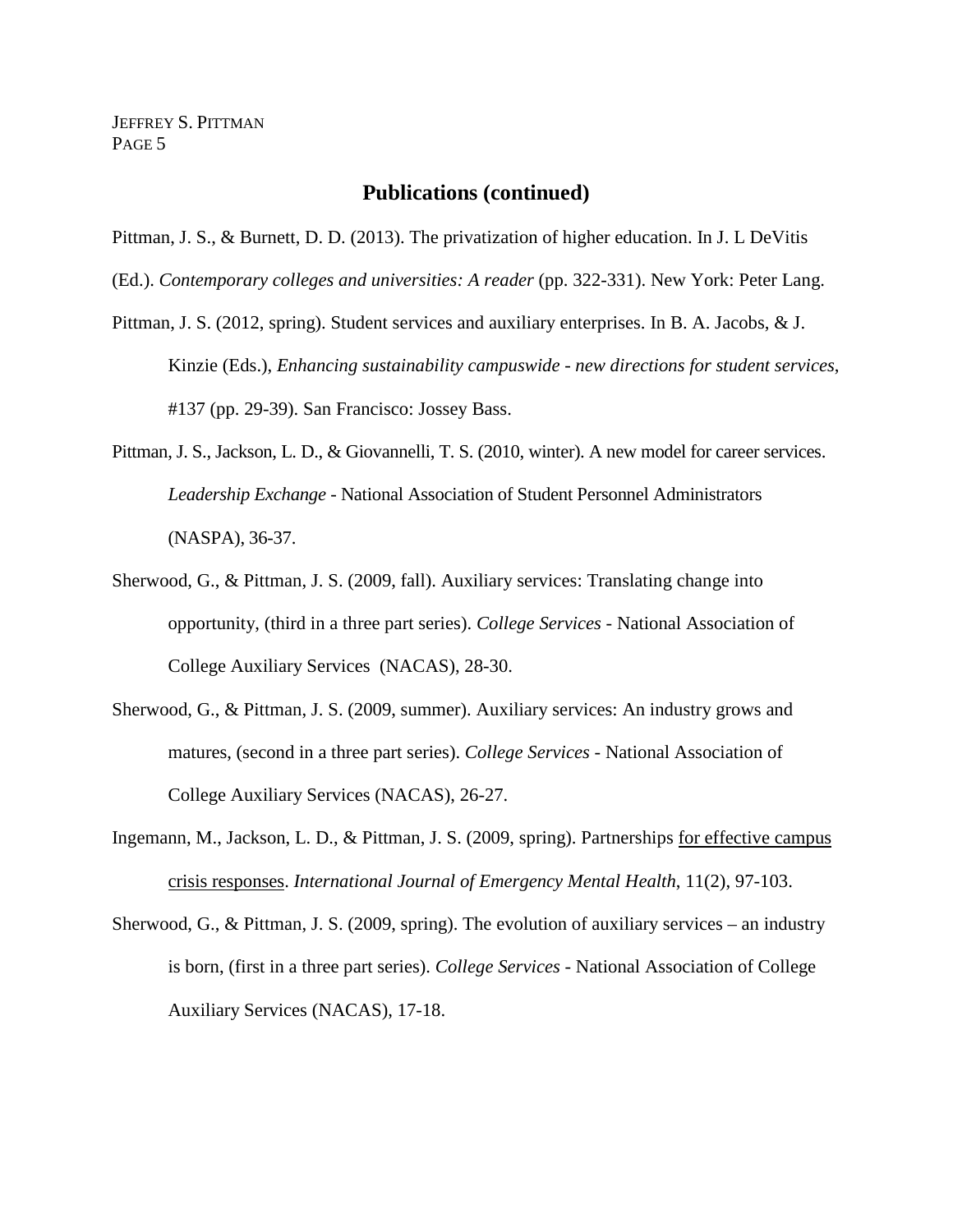## Publications (continued)

Pittman, J. S., & Burnett, D. D. (2013). The privatization of higher education. In J. L DeVitis (Ed.). *Contemporary colleges and universities: A reader* (pp. 322-331). New York: Peter Lang.

Pittman, J. S. (2012, spring). Student services and auxiliary enterprises. In B. A. Jacobs, & J. Kinzie (Eds.), *Enhancing sustainability campuswide - new directions for student services*, #137 (pp. 29-39). San Francisco: Jossey Bass.

Pittman, J. S., Jackson, L. D., & Giovannelli, T. S. (2010, winter). A new model for career services. *Leadership Exchange* - National Association of Student Personnel Administrators (NASPA), 36-37.

Sherwood, G., & Pittman, J. S. (2009, fall). Auxiliary services: Translating change into opportunity, (third in a three part series). *College Services* - National Association of College Auxiliary Services (NACAS), 28-30.

Sherwood, G., & Pittman, J. S. (2009, summer). Auxiliary services: An industry grows and matures, (second in a three part series). *College Services* - National Association of College Auxiliary Services (NACAS), 26-27.

Ingemann, M., Jackson, L. D., & Pittman, J. S. (2009, spring). Partnerships for effective campus crisis responses. *International Journal of Emergency Mental Health*, 11(2), 97-103.

Sherwood, G., & Pittman, J. S. (2009, spring). The evolution of auxiliary services – an industry is born, (first in a three part series). *College Services* - National Association of College Auxiliary Services (NACAS), 17-18.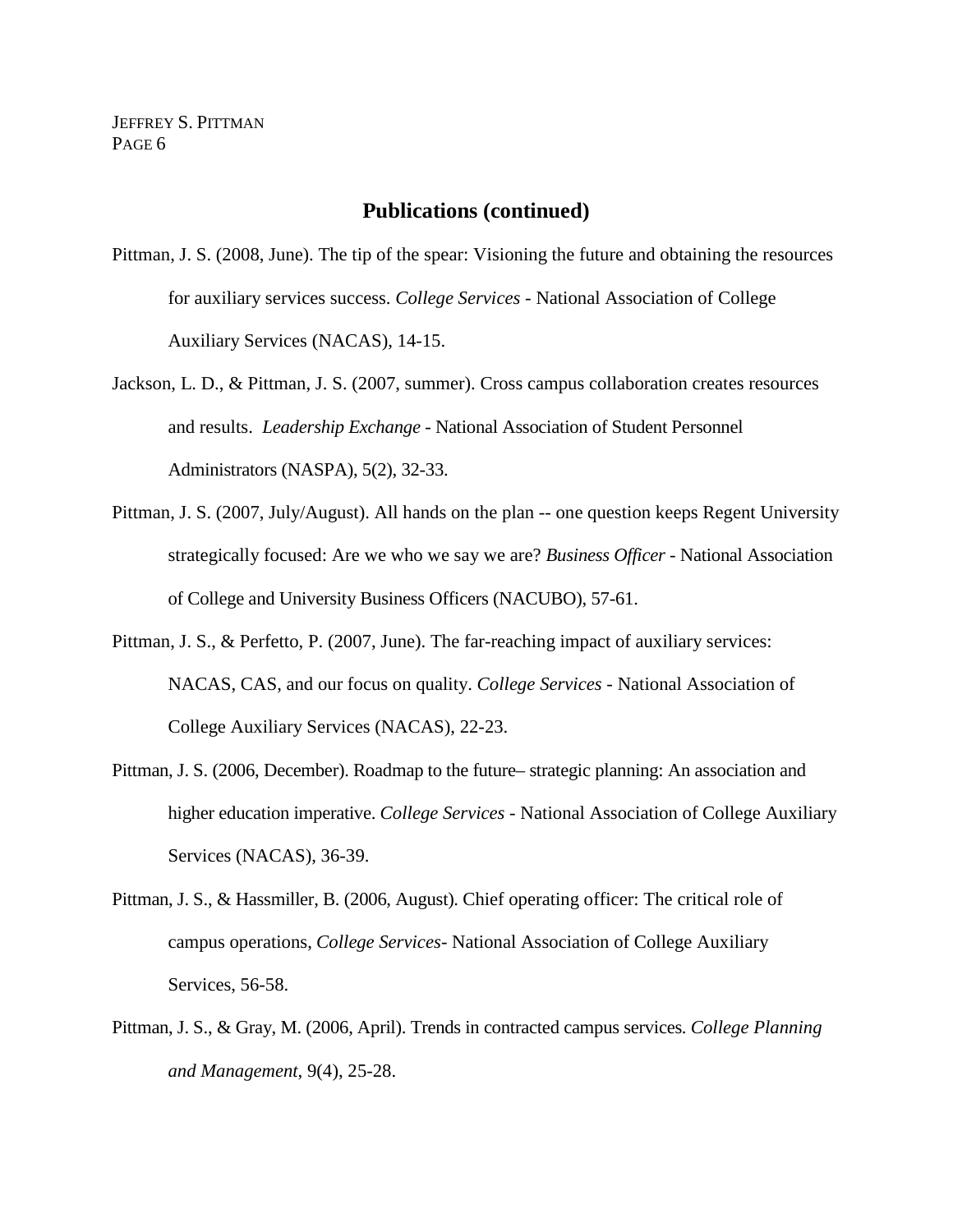## Publications (continued)

Pittman, J. S. (2008, June). The tip of the spear: Visioning the future and obtaining the resources for auxiliary services success. *College Services* - National Association of College Auxiliary Services (NACAS), 14-15.

Jackson, L. D., & Pittman, J. S. (2007, summer). Cross campus collaboration creates resources and results. *Leadership Exchange* - National Association of Student Personnel Administrators (NASPA), 5(2), 32-33.

Pittman, J. S. (2007, July/August). All hands on the plan -- one question keeps Regent University strategically focused: Are we who we say we are? *Business Officer* - National Association of College and University Business Officers (NACUBO), 57-61.

Pittman, J. S., & Perfetto, P. (2007, June). The far-reaching impact of auxiliary services: NACAS, CAS, and our focus on quality. *College Services* - National Association of College Auxiliary Services (NACAS), 22-23.

Pittman, J. S. (2006, December). Roadmap to the future– strategic planning: An association and higher education imperative. *College Services* - National Association of College Auxiliary Services (NACAS), 36-39.

Pittman, J. S., & Hassmiller, B. (2006, August). Chief operating officer: The critical role of campus operations, *College Services*- National Association of College Auxiliary Services, 56-58.

Pittman, J. S., & Gray, M. (2006, April). Trends in contracted campus services. *College Planning and Management*, 9(4), 25-28.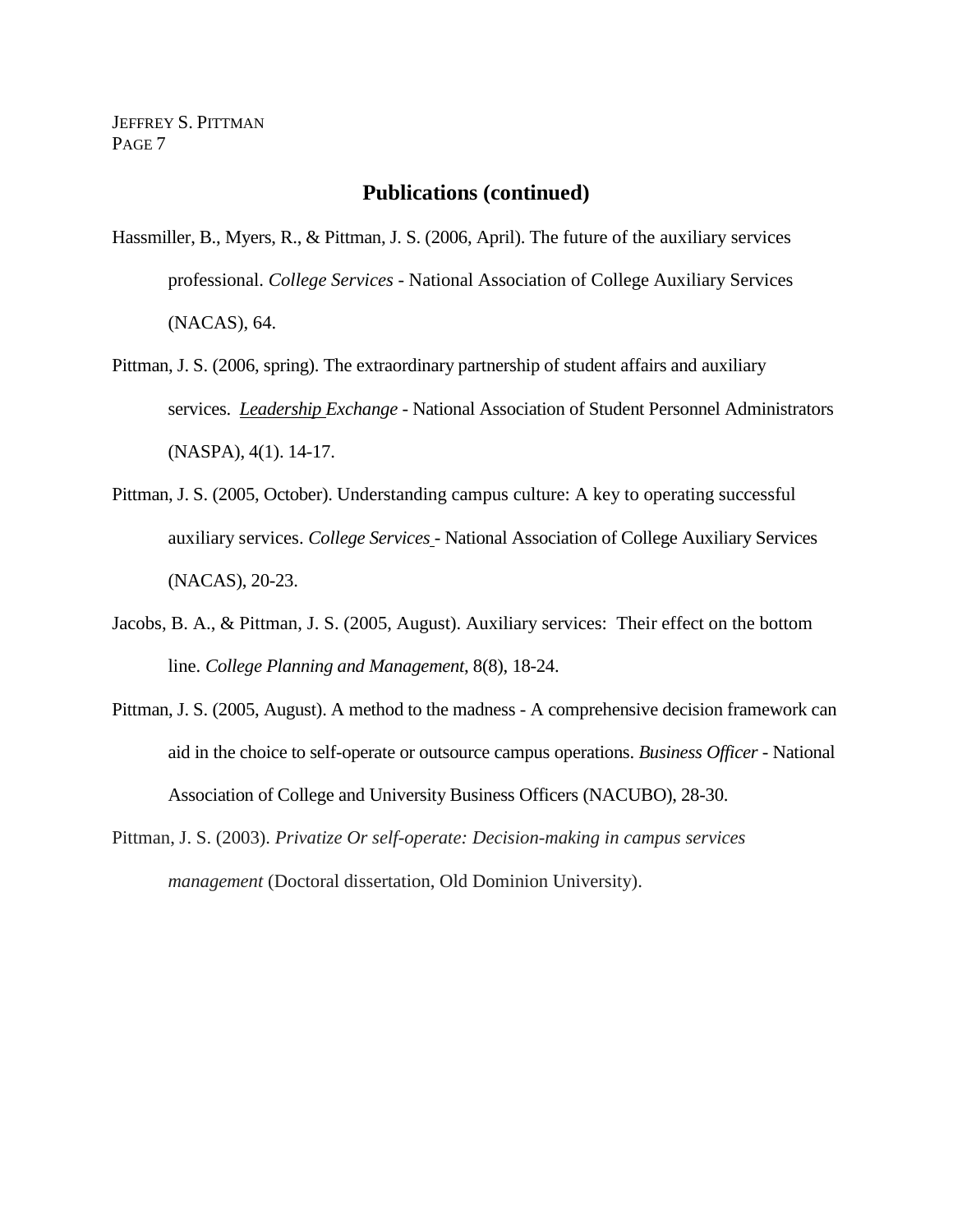## Publications (continued)

Hassmiller, B., Myers, R., & Pittman, J. S. (2006, April). The future of the auxiliary services professional. *College Services* - National Association of College Auxiliary Services (NACAS), 64.

Pittman, J. S. (2006, spring). The extraordinary partnership of student affairs and auxiliary services. *Leadership Exchange* - National Association of Student Personnel Administrators (NASPA), 4(1). 14-17.

Pittman, J. S. (2005, October). Understanding campus culture: A key to operating successful auxiliary services. *College Services* - National Association of College Auxiliary Services (NACAS), 20-23.

Jacobs, B. A., & Pittman, J. S. (2005, August). Auxiliary services: Their effect on the bottom line. *College Planning and Management*, 8(8), 18-24.

Pittman, J. S. (2005, August). A method to the madness - A comprehensive decision framework can aid in the choice to self-operate or outsource campus operations. *Business Officer* - National Association of College and University Business Officers (NACUBO), 28-30.

Pittman, J. S. (2003). *Privatize Or self-operate: Decision-making in campus services management* (Doctoral dissertation, Old Dominion University).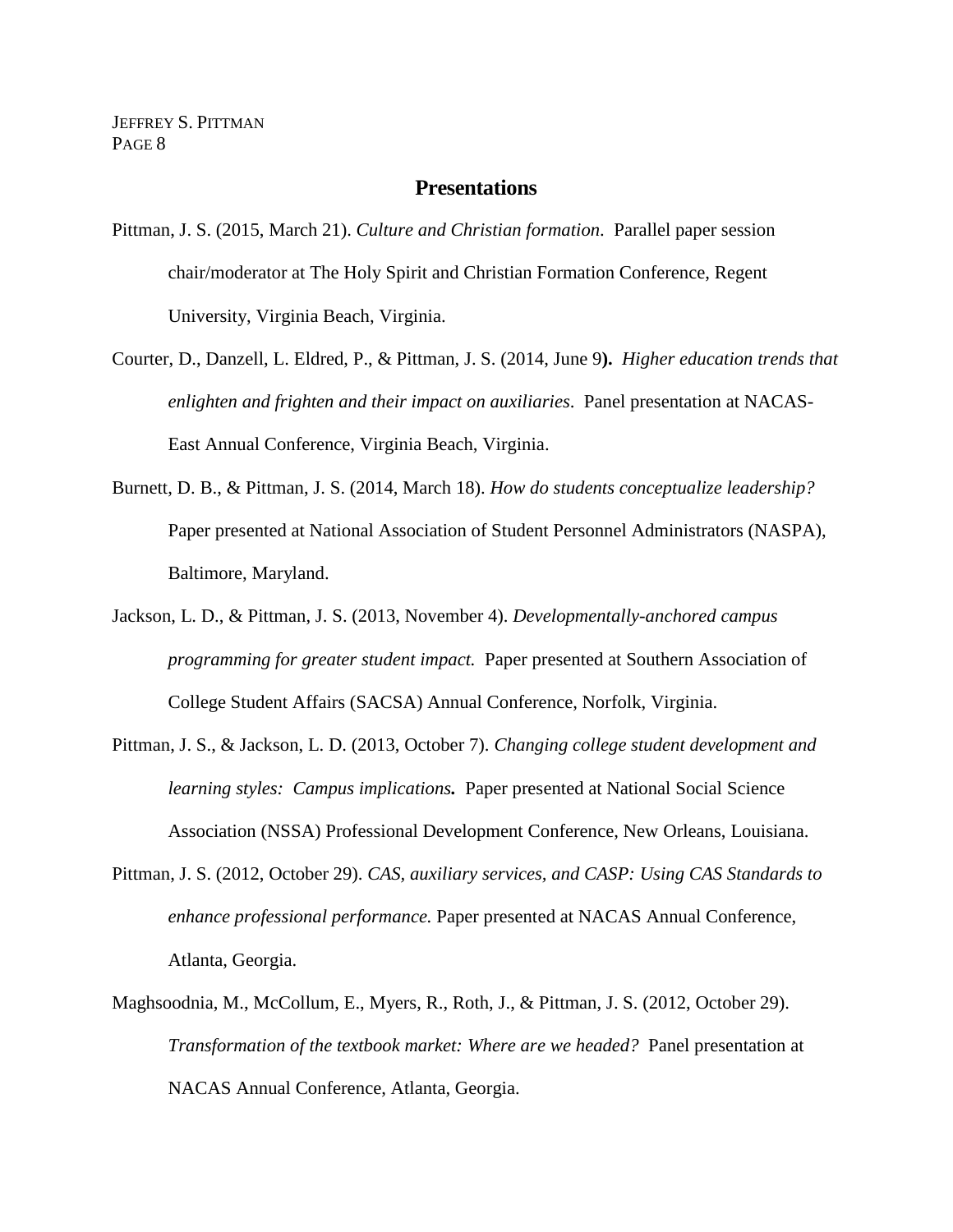## Presentations

Pittman, J. S. (2015, March 21). *Culture and Christian formation.* Parallel paper session chair/moderator at The Holy Spirit and Christian Formation Conference, Regent University, Virginia Beach, Virginia.

Courter, D., Danzell, L. Eldred, P., & Pittman, J. S. (2014, June 9**).** *Higher education trends that enlighten and frighten and their impact on auxiliaries*. Panel presentation at NACAS-East Annual Conference, Virginia Beach, Virginia.

Burnett, D. B., & Pittman, J. S. (2014, March 18). *How do students conceptualize leadership?* Paper presented at National Association of Student Personnel Administrators (NASPA), Baltimore, Maryland.

Jackson, L. D., & Pittman, J. S. (2013, November 4). *Developmentally-anchored campus programming for greater student impact.* Paper presented at Southern Association of College Student Affairs (SACSA) Annual Conference, Norfolk, Virginia.

Pittman, J. S., & Jackson, L. D. (2013, October 7). *Changing college student development and learning styles: Campus implications.* Paper presented at National Social Science Association (NSSA) Professional Development Conference, New Orleans, Louisiana.

Pittman, J. S. (2012, October 29). *CAS, auxiliary services, and CASP: Using CAS Standards to enhance professional performance.* Paper presented at NACAS Annual Conference, Atlanta, Georgia.

Maghsoodnia, M., McCollum, E., Myers, R., Roth, J., & Pittman, J. S. (2012, October 29). *Transformation of the textbook market: Where are we headed?* Panel presentation at NACAS Annual Conference, Atlanta, Georgia.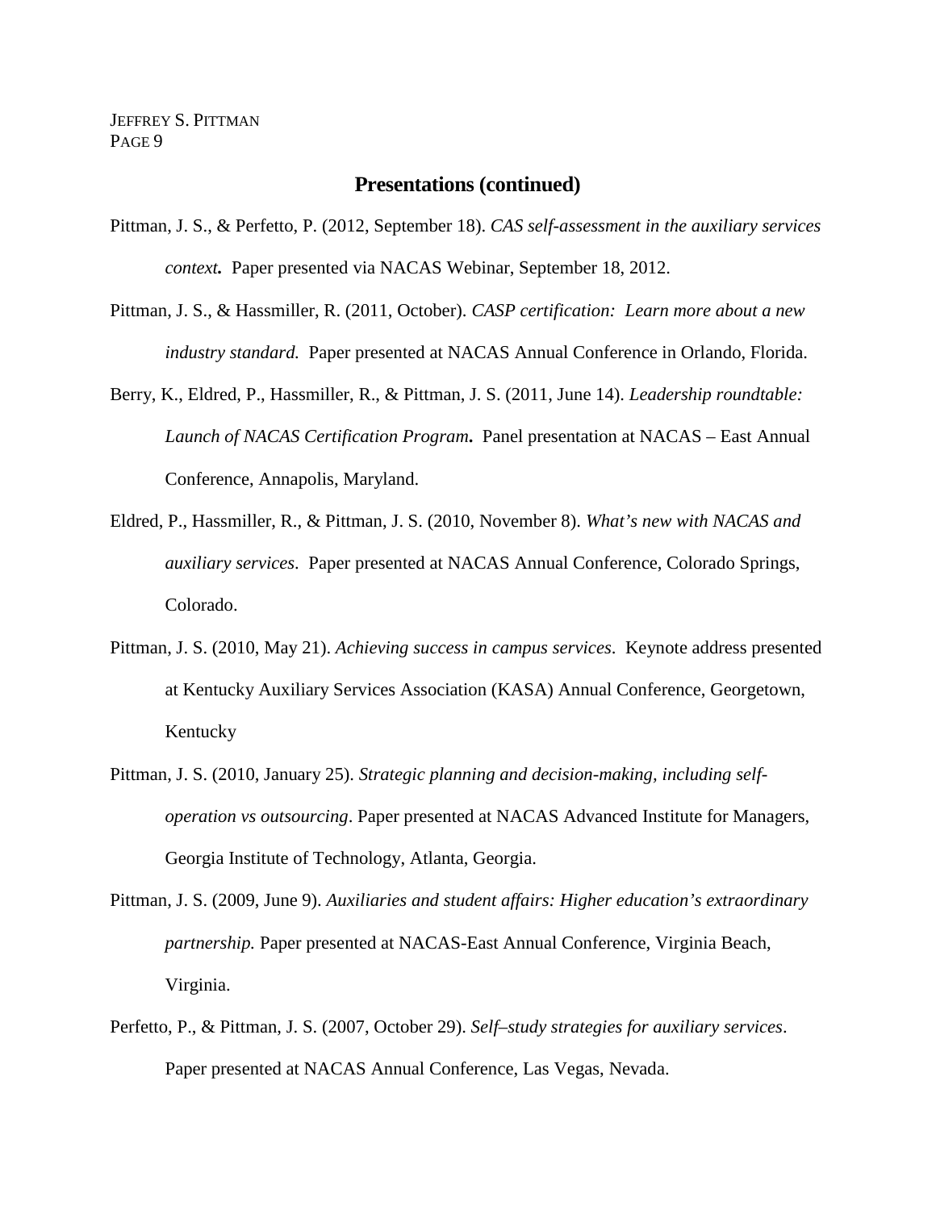## Presentations (continued)

Pittman, J. S., & Perfetto, P. (2012, September 18). *CAS self-assessment in the auxiliary services context.* Paper presented via NACAS Webinar, September 18, 2012.

Pittman, J. S., & Hassmiller, R. (2011, October). *CASP certification: Learn more about a new industry standard.* Paper presented at NACAS Annual Conference in Orlando, Florida.

Berry, K., Eldred, P., Hassmiller, R., & Pittman, J. S. (2011, June 14). *Leadership roundtable: Launch of NACAS Certification Program.* Panel presentation at NACAS – East Annual Conference, Annapolis, Maryland.

Eldred, P., Hassmiller, R., & Pittman, J. S. (2010, November 8). *What's new with NACAS and auxiliary services*. Paper presented at NACAS Annual Conference, Colorado Springs, Colorado.

Pittman, J. S. (2010, May 21). *Achieving success in campus services*. Keynote address presented at Kentucky Auxiliary Services Association (KASA) Annual Conference, Georgetown, Kentucky

Pittman, J. S. (2010, January 25). *Strategic planning and decision-making, including self-operation vs outsourcing*. Paper presented at NACAS Advanced Institute for Managers, Georgia Institute of Technology, Atlanta, Georgia.

Pittman, J. S. (2009, June 9). *Auxiliaries and student affairs: Higher education's extraordinary partnership.* Paper presented at NACAS-East Annual Conference, Virginia Beach, Virginia.

Perfetto, P., & Pittman, J. S. (2007, October 29). *Self–study strategies for auxiliary services*. Paper presented at NACAS Annual Conference, Las Vegas, Nevada.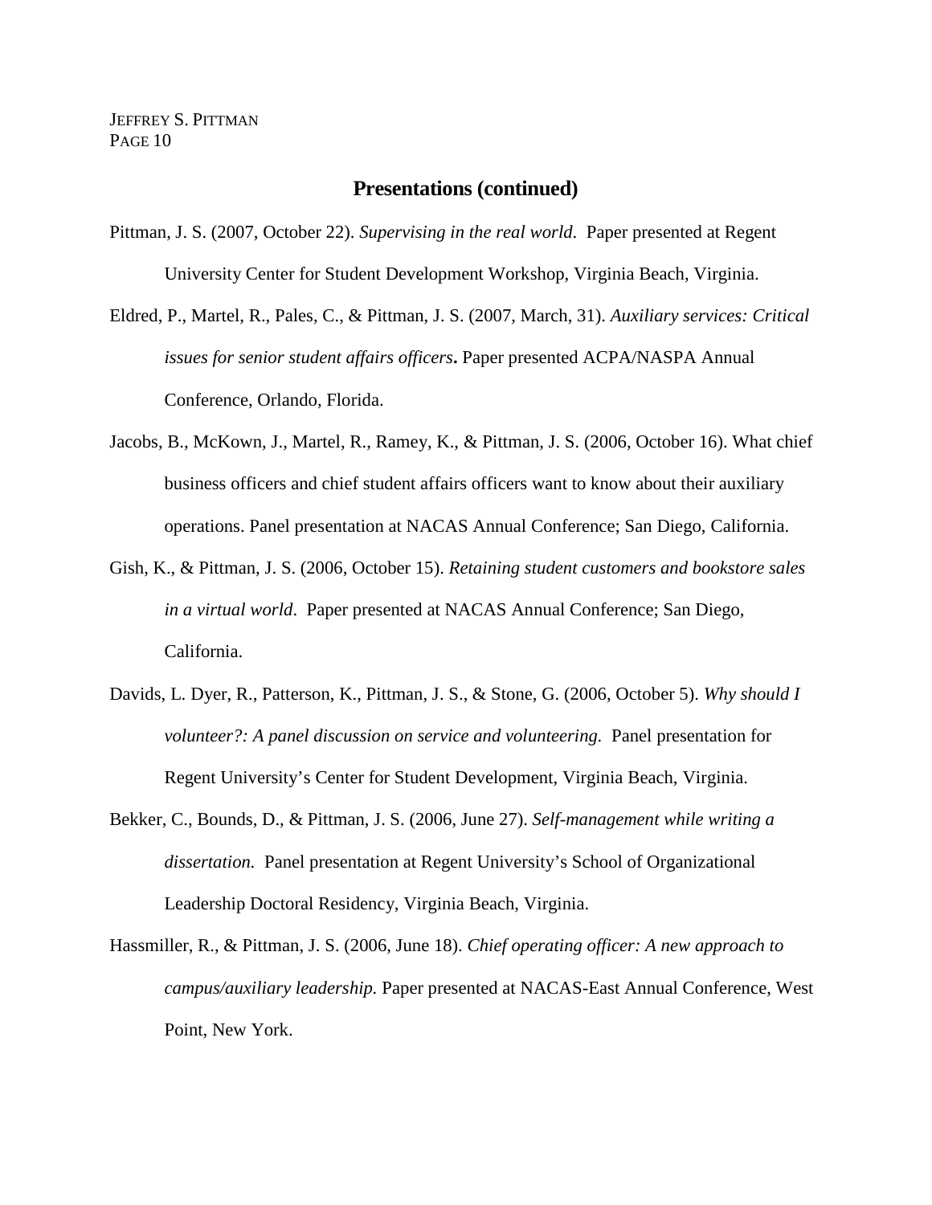## Presentations (continued)

Pittman, J. S. (2007, October 22). *Supervising in the real world.* Paper presented at Regent University Center for Student Development Workshop, Virginia Beach, Virginia.

Eldred, P., Martel, R., Pales, C., & Pittman, J. S. (2007, March, 31). *Auxiliary services: Critical issues for senior student affairs officers***.** Paper presented ACPA/NASPA Annual Conference, Orlando, Florida.

Jacobs, B., McKown, J., Martel, R., Ramey, K., & Pittman, J. S. (2006, October 16). What chief business officers and chief student affairs officers want to know about their auxiliary operations. Panel presentation at NACAS Annual Conference; San Diego, California.

Gish, K., & Pittman, J. S. (2006, October 15). *Retaining student customers and bookstore sales in a virtual world*. Paper presented at NACAS Annual Conference; San Diego, California.

Davids, L. Dyer, R., Patterson, K., Pittman, J. S., & Stone, G. (2006, October 5). *Why should I volunteer?: A panel discussion on service and volunteering.* Panel presentation for Regent University's Center for Student Development, Virginia Beach, Virginia.

Bekker, C., Bounds, D., & Pittman, J. S. (2006, June 27). *Self-management while writing a dissertation.* Panel presentation at Regent University's School of Organizational Leadership Doctoral Residency, Virginia Beach, Virginia.

Hassmiller, R., & Pittman, J. S. (2006, June 18). *Chief operating officer: A new approach to campus/auxiliary leadership.* Paper presented at NACAS-East Annual Conference, West Point, New York.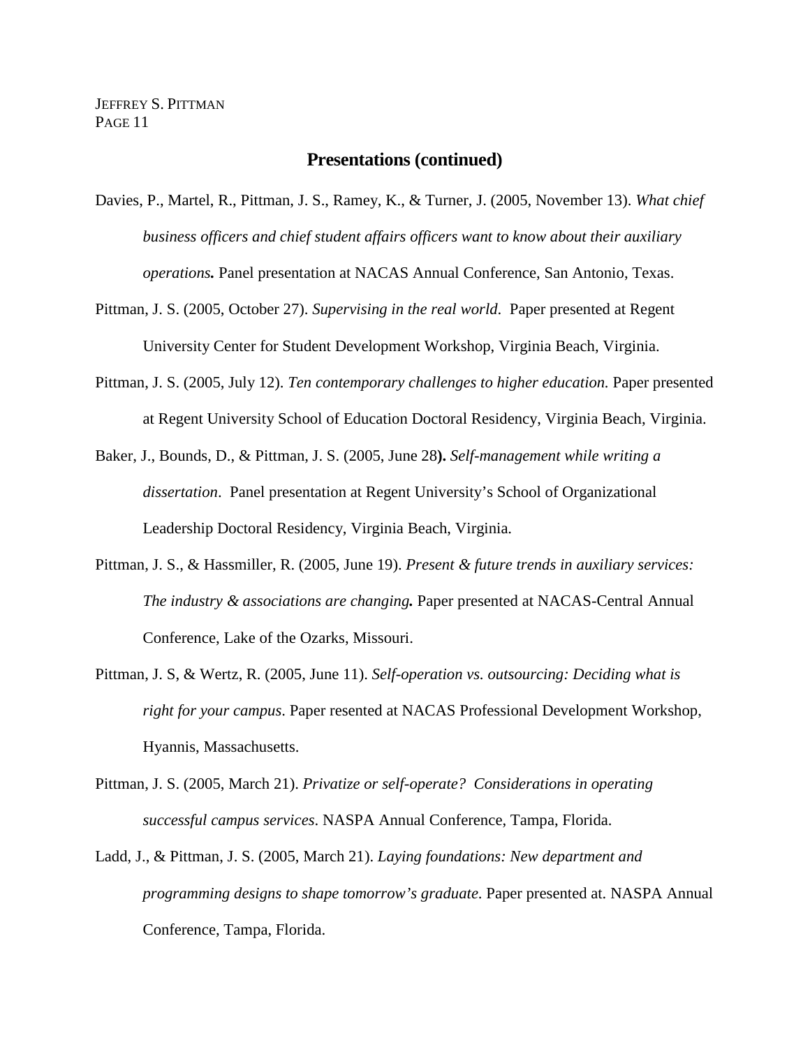## Presentations (continued)

Davies, P., Martel, R., Pittman, J. S., Ramey, K., & Turner, J. (2005, November 13). *What chief business officers and chief student affairs officers want to know about their auxiliary operations.* Panel presentation at NACAS Annual Conference, San Antonio, Texas.

Pittman, J. S. (2005, October 27). *Supervising in the real world*. Paper presented at Regent University Center for Student Development Workshop, Virginia Beach, Virginia.

Pittman, J. S. (2005, July 12). *Ten contemporary challenges to higher education.* Paper presented at Regent University School of Education Doctoral Residency, Virginia Beach, Virginia.

Baker, J., Bounds, D., & Pittman, J. S. (2005, June 28**).** *Self-management while writing a dissertation*. Panel presentation at Regent University's School of Organizational Leadership Doctoral Residency, Virginia Beach, Virginia.

Pittman, J. S., & Hassmiller, R. (2005, June 19). *Present & future trends in auxiliary services: The industry & associations are changing.* Paper presented at NACAS-Central Annual Conference, Lake of the Ozarks, Missouri.

Pittman, J. S, & Wertz, R. (2005, June 11). *Self-operation vs. outsourcing: Deciding what is right for your campus*. Paper resented at NACAS Professional Development Workshop, Hyannis, Massachusetts.

Pittman, J. S. (2005, March 21). *Privatize or self-operate? Considerations in operating successful campus services*. NASPA Annual Conference, Tampa, Florida.

Ladd, J., & Pittman, J. S. (2005, March 21). *Laying foundations: New department and programming designs to shape tomorrow's graduate*. Paper presented at. NASPA Annual Conference, Tampa, Florida.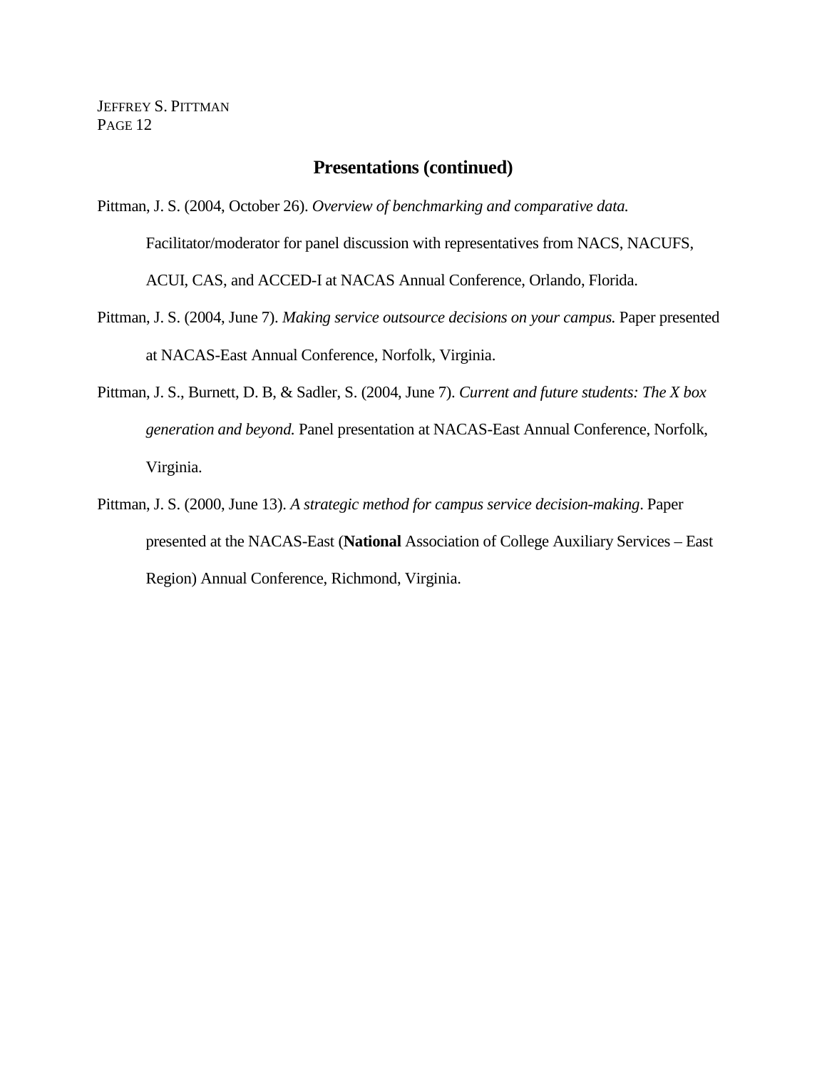## Presentations (continued)

Pittman, J. S. (2004, October 26). *Overview of benchmarking and comparative data.* Facilitator/moderator for panel discussion with representatives from NACS, NACUFS, ACUI, CAS, and ACCED-I at NACAS Annual Conference, Orlando, Florida.

Pittman, J. S. (2004, June 7). *Making service outsource decisions on your campus.* Paper presented at NACAS-East Annual Conference, Norfolk, Virginia.

Pittman, J. S., Burnett, D. B, & Sadler, S. (2004, June 7). *Current and future students: The X box generation and beyond.* Panel presentation at NACAS-East Annual Conference, Norfolk, Virginia.

Pittman, J. S. (2000, June 13). *A strategic method for campus service decision-making*. Paper presented at the NACAS-East (**National** Association of College Auxiliary Services – East Region) Annual Conference, Richmond, Virginia.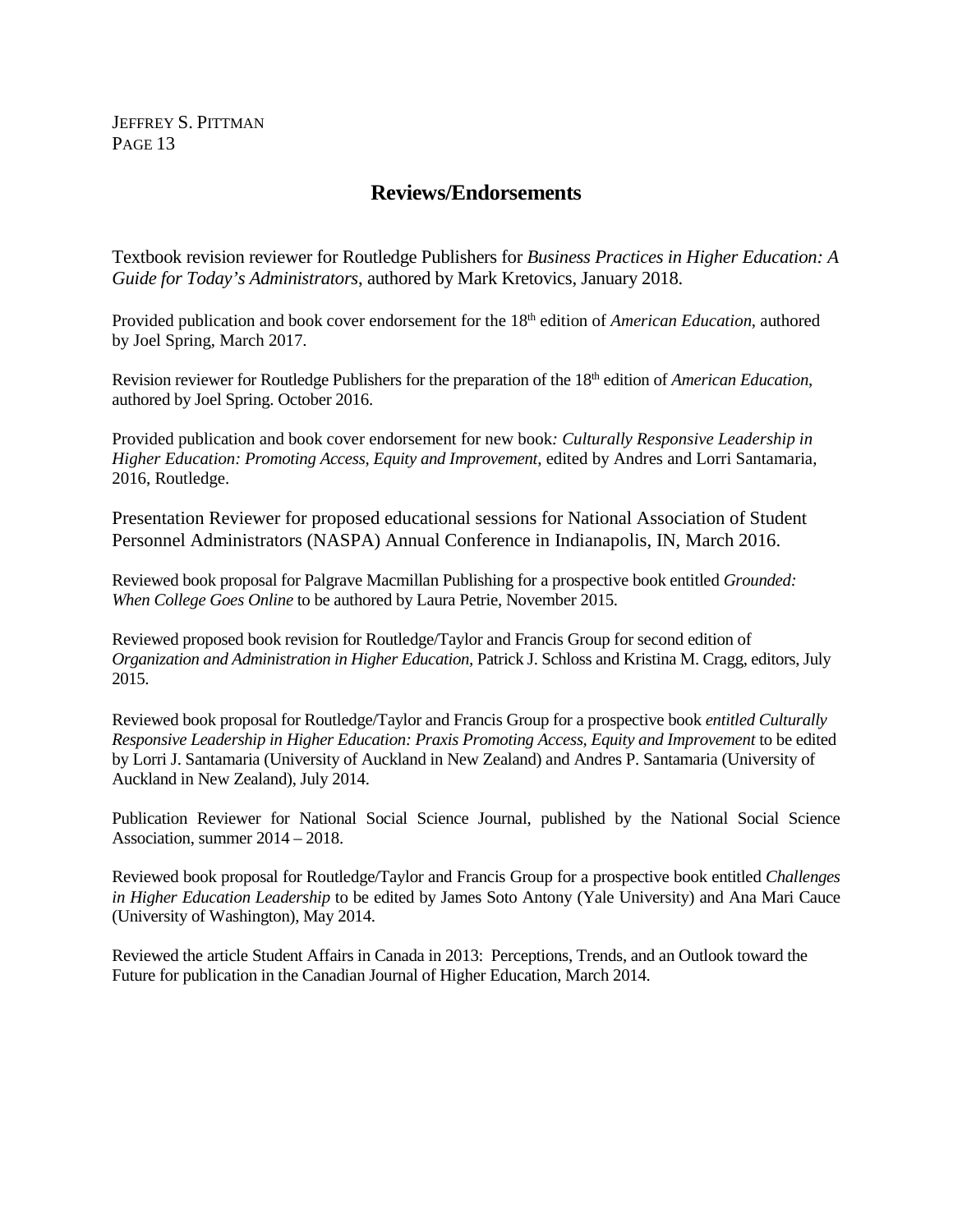## Reviews/Endorsements

Textbook revision reviewer for Routledge Publishers for *Business Practices in Higher Education: A Guide for Today's Administrators*, authored by Mark Kretovics, January 2018.

Provided publication and book cover endorsement for the 18th edition of *American Education*, authored by Joel Spring, March 2017.

Revision reviewer for Routledge Publishers for the preparation of the 18th edition of *American Education*, authored by Joel Spring. October 2016.

Provided publication and book cover endorsement for new book*: Culturally Responsive Leadership in Higher Education: Promoting Access, Equity and Improvement*, edited by Andres and Lorri Santamaria, 2016, Routledge.

Presentation Reviewer for proposed educational sessions for National Association of Student Personnel Administrators (NASPA) Annual Conference in Indianapolis, IN, March 2016.

Reviewed book proposal for Palgrave Macmillan Publishing for a prospective book entitled *Grounded: When College Goes Online* to be authored by Laura Petrie, November 2015.

Reviewed proposed book revision for Routledge/Taylor and Francis Group for second edition of *Organization and Administration in Higher Education*, Patrick J. Schloss and Kristina M. Cragg, editors, July 2015.

Reviewed book proposal for Routledge/Taylor and Francis Group for a prospective book *entitled Culturally Responsive Leadership in Higher Education: Praxis Promoting Access, Equity and Improvement* to be edited by Lorri J. Santamaria (University of Auckland in New Zealand) and Andres P. Santamaria (University of Auckland in New Zealand), July 2014.

Publication Reviewer for National Social Science Journal, published by the National Social Science Association, summer 2014 – 2018.

Reviewed book proposal for Routledge/Taylor and Francis Group for a prospective book entitled *Challenges in Higher Education Leadership* to be edited by James Soto Antony (Yale University) and Ana Mari Cauce (University of Washington), May 2014.

Reviewed the article Student Affairs in Canada in 2013: Perceptions, Trends, and an Outlook toward the Future for publication in the Canadian Journal of Higher Education, March 2014.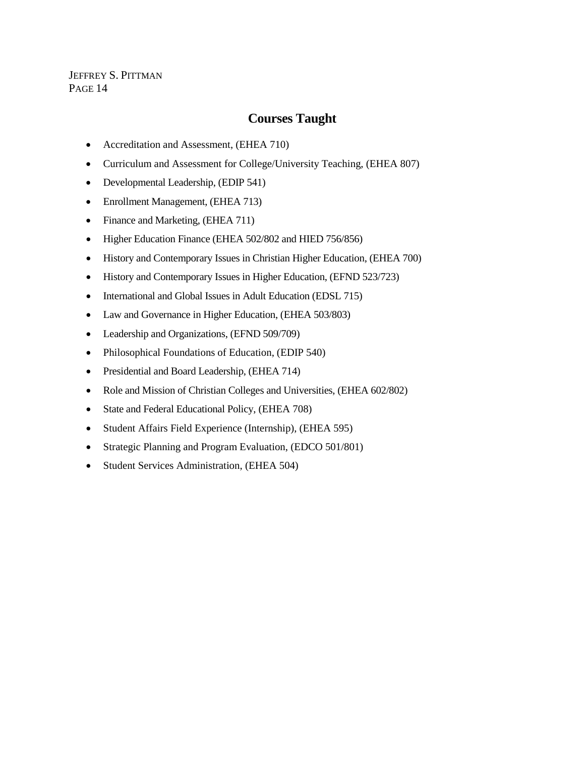## Courses Taught

- Accreditation and Assessment, (EHEA 710)
- Curriculum and Assessment for College/University Teaching, (EHEA 807)
- Developmental Leadership, (EDIP 541)
- Enrollment Management, (EHEA 713)
- Finance and Marketing, (EHEA 711)
- Higher Education Finance (EHEA 502/802 and HIED 756/856)
- History and Contemporary Issues in Christian Higher Education, (EHEA 700)
- History and Contemporary Issues in Higher Education, (EFND 523/723)
- International and Global Issues in Adult Education (EDSL 715)
- Law and Governance in Higher Education, (EHEA 503/803)
- Leadership and Organizations, (EFND 509/709)
- Philosophical Foundations of Education, (EDIP 540)
- Presidential and Board Leadership, (EHEA 714)
- Role and Mission of Christian Colleges and Universities, (EHEA 602/802)
- State and Federal Educational Policy, (EHEA 708)
- Student Affairs Field Experience (Internship), (EHEA 595)
- Strategic Planning and Program Evaluation, (EDCO 501/801)
- Student Services Administration, (EHEA 504)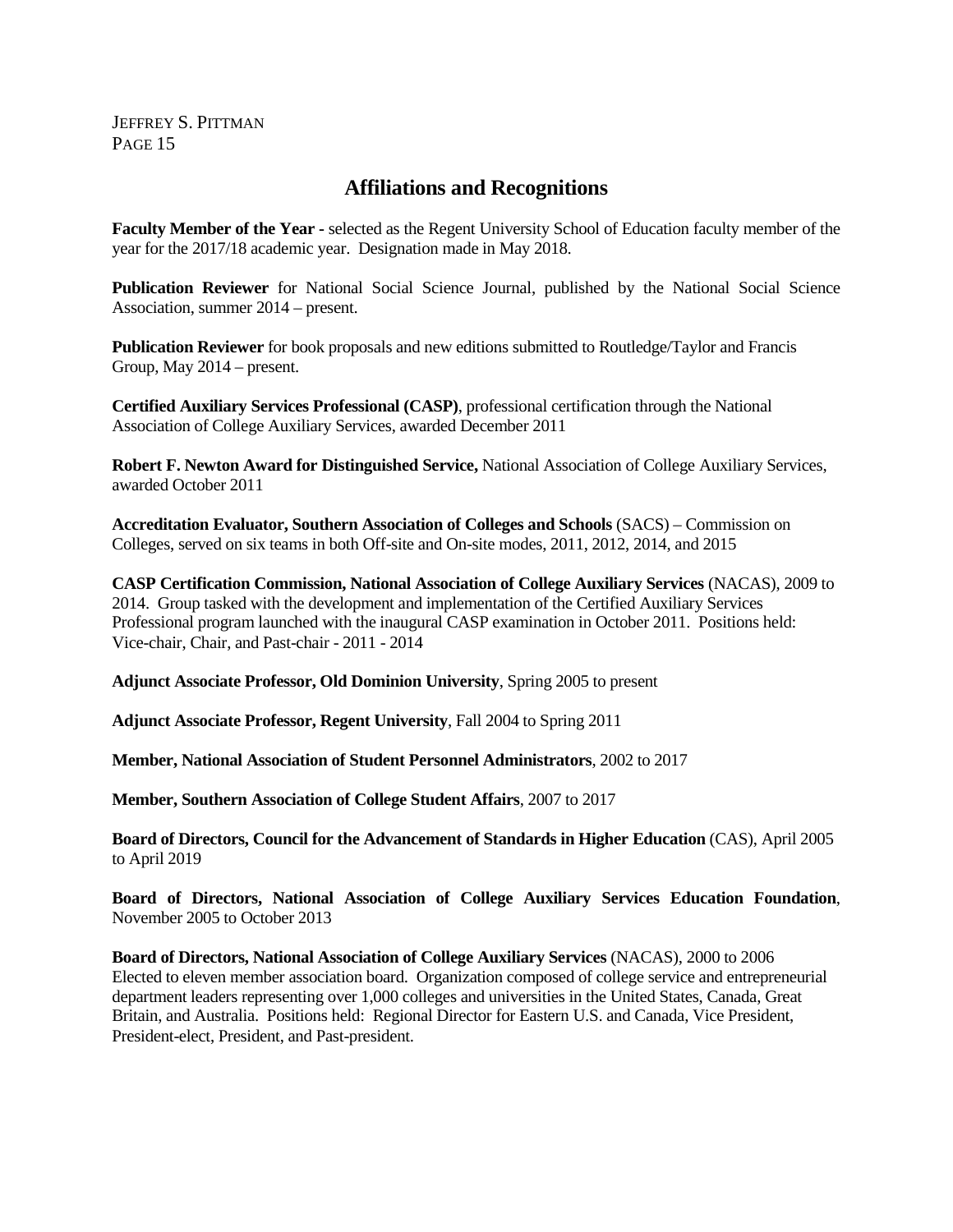## Affiliations and Recognitions

**Faculty Member of the Year -** selected as the Regent University School of Education faculty member of the year for the 2017/18 academic year. Designation made in May 2018.

**Publication Reviewer** for National Social Science Journal, published by the National Social Science Association, summer 2014 – present.

**Publication Reviewer** for book proposals and new editions submitted to Routledge/Taylor and Francis Group, May 2014 – present.

**Certified Auxiliary Services Professional (CASP)**, professional certification through the National Association of College Auxiliary Services, awarded December 2011

**Robert F. Newton Award for Distinguished Service,** National Association of College Auxiliary Services, awarded October 2011

**Accreditation Evaluator, Southern Association of Colleges and Schools** (SACS) – Commission on Colleges, served on six teams in both Off-site and On-site modes, 2011, 2012, 2014, and 2015

**CASP Certification Commission, National Association of College Auxiliary Services** (NACAS), 2009 to 2014. Group tasked with the development and implementation of the Certified Auxiliary Services Professional program launched with the inaugural CASP examination in October 2011. Positions held: Vice-chair, Chair, and Past-chair - 2011 - 2014

**Adjunct Associate Professor, Old Dominion University**, Spring 2005 to present

**Adjunct Associate Professor, Regent University**, Fall 2004 to Spring 2011

**Member, National Association of Student Personnel Administrators**, 2002 to 2017

**Member, Southern Association of College Student Affairs**, 2007 to 2017

**Board of Directors, Council for the Advancement of Standards in Higher Education** (CAS), April 2005 to April 2019

**Board of Directors, National Association of College Auxiliary Services Education Foundation**, November 2005 to October 2013

**Board of Directors, National Association of College Auxiliary Services** (NACAS), 2000 to 2006
Elected to eleven member association board. Organization composed of college service and entrepreneurial department leaders representing over 1,000 colleges and universities in the United States, Canada, Great Britain, and Australia. Positions held: Regional Director for Eastern U.S. and Canada, Vice President, President-elect, President, and Past-president.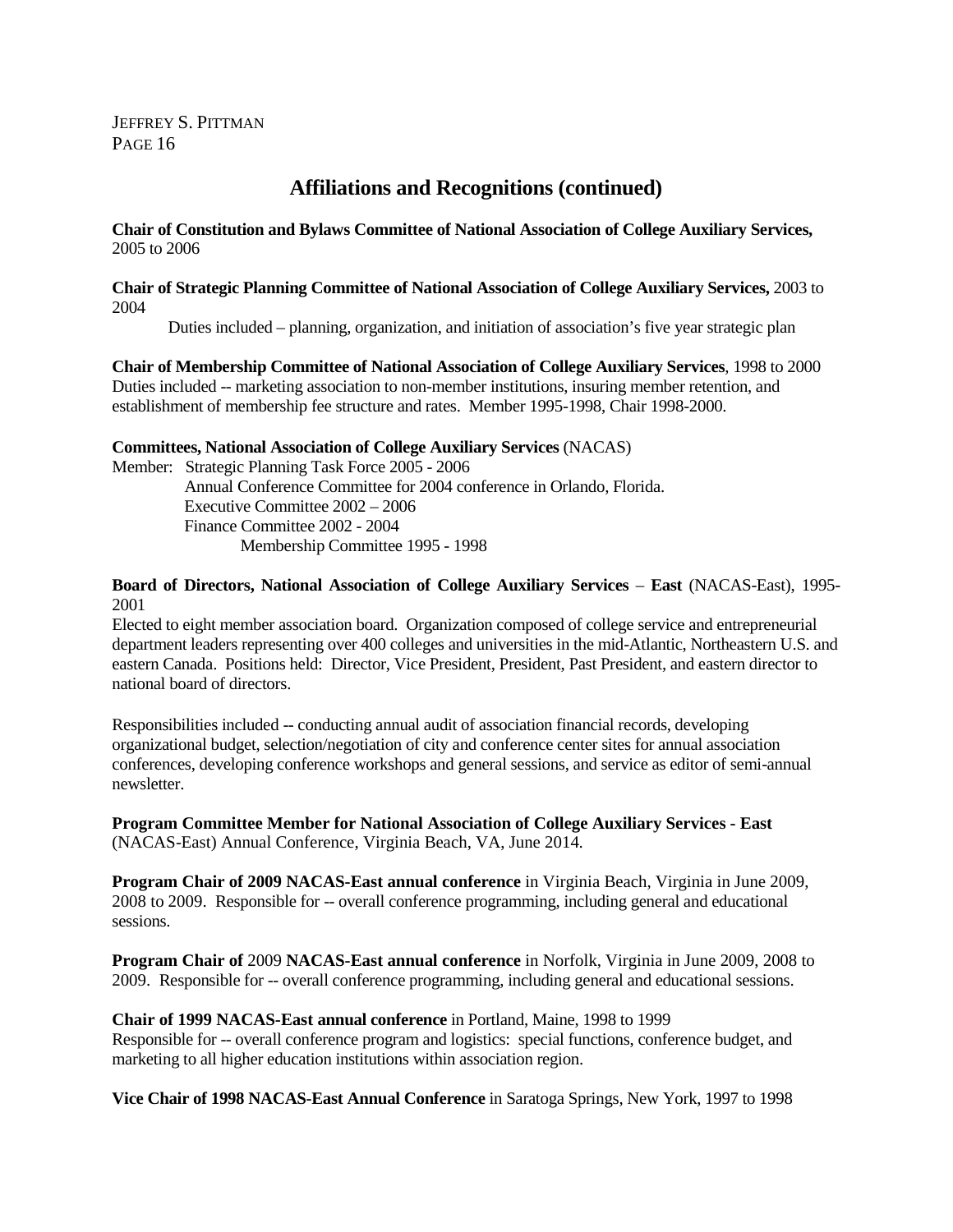## Affiliations and Recognitions (continued)

**Chair of Constitution and Bylaws Committee of National Association of College Auxiliary Services,** 2005 to 2006

**Chair of Strategic Planning Committee of National Association of College Auxiliary Services,** 2003 to 2004

Duties included – planning, organization, and initiation of association's five year strategic plan

**Chair of Membership Committee of National Association of College Auxiliary Services**, 1998 to 2000
Duties included -- marketing association to non-member institutions, insuring member retention, and establishment of membership fee structure and rates. Member 1995-1998, Chair 1998-2000.

**Committees, National Association of College Auxiliary Services** (NACAS)

Member: Strategic Planning Task Force 2005 - 2006
Annual Conference Committee for 2004 conference in Orlando, Florida.
Executive Committee 2002 – 2006
Finance Committee 2002 - 2004
Membership Committee 1995 - 1998

**Board of Directors, National Association of College Auxiliary Services** – **East** (NACAS-East), 1995-2001
Elected to eight member association board. Organization composed of college service and entrepreneurial department leaders representing over 400 colleges and universities in the mid-Atlantic, Northeastern U.S. and eastern Canada. Positions held: Director, Vice President, President, Past President, and eastern director to national board of directors.

Responsibilities included -- conducting annual audit of association financial records, developing organizational budget, selection/negotiation of city and conference center sites for annual association conferences, developing conference workshops and general sessions, and service as editor of semi-annual newsletter.

**Program Committee Member for National Association of College Auxiliary Services - East** (NACAS-East) Annual Conference, Virginia Beach, VA, June 2014.

**Program Chair of 2009 NACAS-East annual conference** in Virginia Beach, Virginia in June 2009, 2008 to 2009. Responsible for -- overall conference programming, including general and educational sessions.

**Program Chair of** 2009 **NACAS-East annual conference** in Norfolk, Virginia in June 2009, 2008 to 2009. Responsible for -- overall conference programming, including general and educational sessions.

**Chair of 1999 NACAS-East annual conference** in Portland, Maine, 1998 to 1999
Responsible for -- overall conference program and logistics: special functions, conference budget, and marketing to all higher education institutions within association region.

**Vice Chair of 1998 NACAS-East Annual Conference** in Saratoga Springs, New York, 1997 to 1998